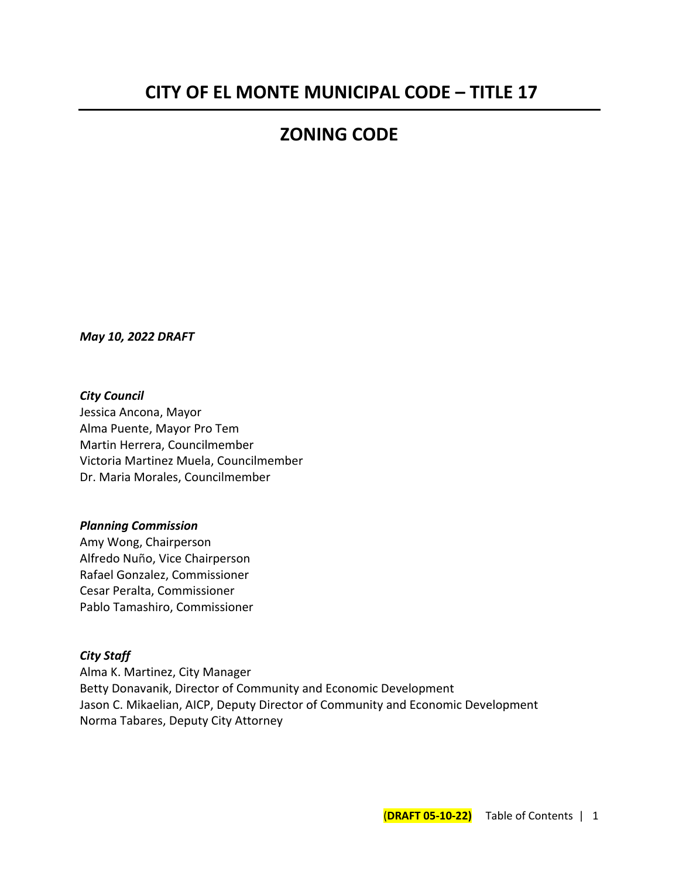# CITY OF EL MONTE MUNICIPAL CODE – TITLE 17

# ZONING CODE

***May 10, 2022 DRAFT***

***City Council***
Jessica Ancona, Mayor
Alma Puente, Mayor Pro Tem
Martin Herrera, Councilmember
Victoria Martinez Muela, Councilmember
Dr. Maria Morales, Councilmember

***Planning Commission***
Amy Wong, Chairperson
Alfredo Nuño, Vice Chairperson
Rafael Gonzalez, Commissioner
Cesar Peralta, Commissioner
Pablo Tamashiro, Commissioner

***City Staff***
Alma K. Martinez, City Manager
Betty Donavanik, Director of Community and Economic Development
Jason C. Mikaelian, AICP, Deputy Director of Community and Economic Development
Norma Tabares, Deputy City Attorney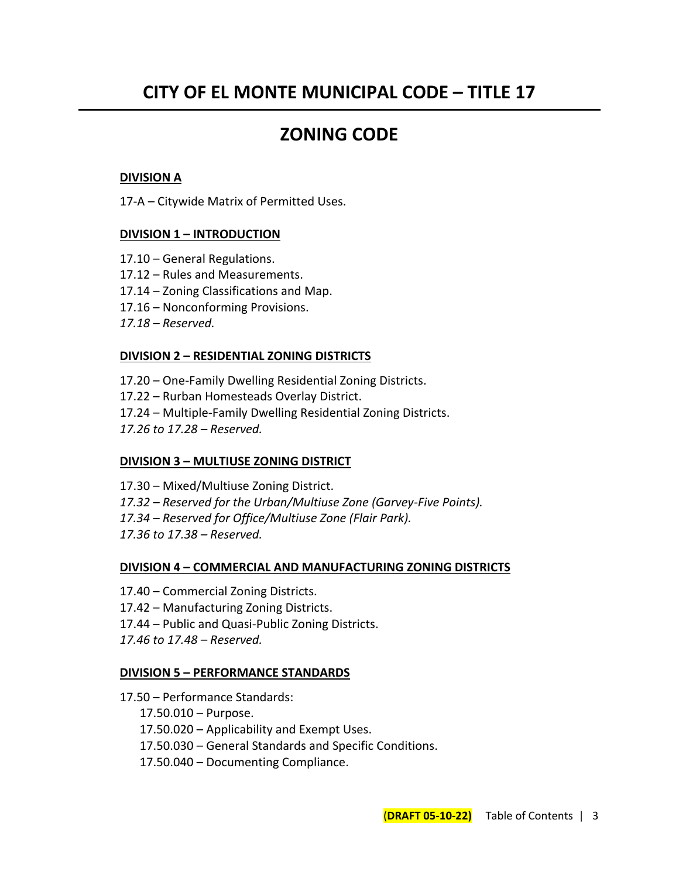# CITY OF EL MONTE MUNICIPAL CODE – TITLE 17

# ZONING CODE

**DIVISION A**

17-A – Citywide Matrix of Permitted Uses.

**DIVISION 1 – INTRODUCTION**

17.10 – General Regulations.
17.12 – Rules and Measurements.
17.14 – Zoning Classifications and Map.
17.16 – Nonconforming Provisions.
*17.18 – Reserved.*

**DIVISION 2 – RESIDENTIAL ZONING DISTRICTS**

17.20 – One-Family Dwelling Residential Zoning Districts.
17.22 – Rurban Homesteads Overlay District.
17.24 – Multiple-Family Dwelling Residential Zoning Districts.
*17.26 to 17.28 – Reserved.*

**DIVISION 3 – MULTIUSE ZONING DISTRICT**

17.30 – Mixed/Multiuse Zoning District.
*17.32 – Reserved for the Urban/Multiuse Zone (Garvey-Five Points).*
*17.34 – Reserved for Office/Multiuse Zone (Flair Park).*
*17.36 to 17.38 – Reserved.*

**DIVISION 4 – COMMERCIAL AND MANUFACTURING ZONING DISTRICTS**

17.40 – Commercial Zoning Districts.
17.42 – Manufacturing Zoning Districts.
17.44 – Public and Quasi-Public Zoning Districts.
*17.46 to 17.48 – Reserved.*

**DIVISION 5 – PERFORMANCE STANDARDS**

17.50 – Performance Standards:
- 17.50.010 – Purpose.
- 17.50.020 – Applicability and Exempt Uses.
- 17.50.030 – General Standards and Specific Conditions.
- 17.50.040 – Documenting Compliance.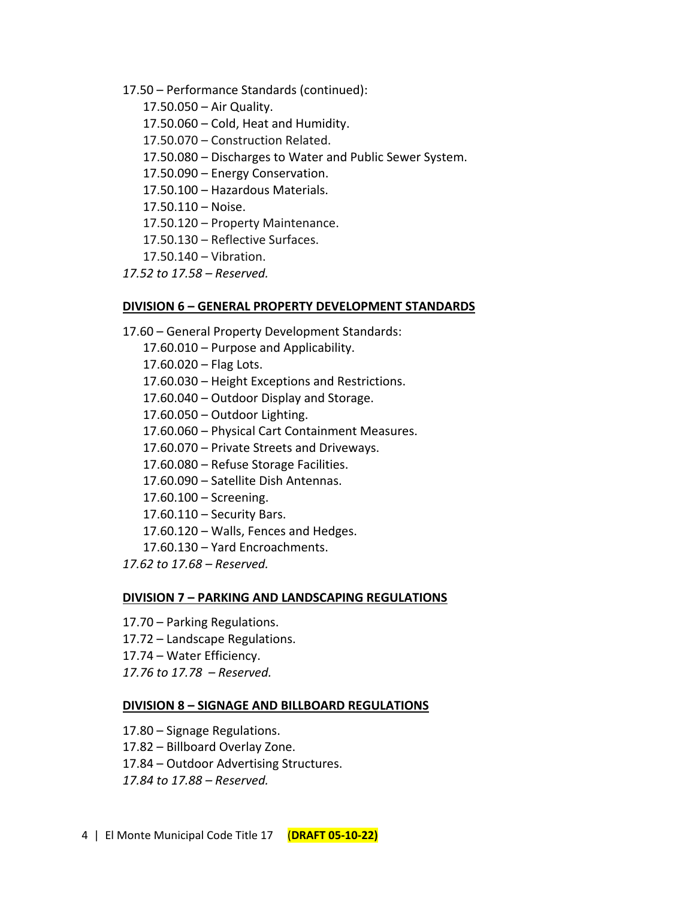17.50 – Performance Standards (continued):

- 17.50.050 – Air Quality.
- 17.50.060 – Cold, Heat and Humidity.
- 17.50.070 – Construction Related.
- 17.50.080 – Discharges to Water and Public Sewer System.
- 17.50.090 – Energy Conservation.
- 17.50.100 – Hazardous Materials.
- 17.50.110 – Noise.
- 17.50.120 – Property Maintenance.
- 17.50.130 – Reflective Surfaces.
- 17.50.140 – Vibration.

*17.52 to 17.58 – Reserved.*

## DIVISION 6 – GENERAL PROPERTY DEVELOPMENT STANDARDS

17.60 – General Property Development Standards:

- 17.60.010 – Purpose and Applicability.
- 17.60.020 – Flag Lots.
- 17.60.030 – Height Exceptions and Restrictions.
- 17.60.040 – Outdoor Display and Storage.
- 17.60.050 – Outdoor Lighting.
- 17.60.060 – Physical Cart Containment Measures.
- 17.60.070 – Private Streets and Driveways.
- 17.60.080 – Refuse Storage Facilities.
- 17.60.090 – Satellite Dish Antennas.
- 17.60.100 – Screening.
- 17.60.110 – Security Bars.
- 17.60.120 – Walls, Fences and Hedges.
- 17.60.130 – Yard Encroachments.

*17.62 to 17.68 – Reserved.*

## DIVISION 7 – PARKING AND LANDSCAPING REGULATIONS

17.70 – Parking Regulations.

17.72 – Landscape Regulations.

17.74 – Water Efficiency.

*17.76 to 17.78 – Reserved.*

## DIVISION 8 – SIGNAGE AND BILLBOARD REGULATIONS

17.80 – Signage Regulations.

17.82 – Billboard Overlay Zone.

17.84 – Outdoor Advertising Structures.

*17.84 to 17.88 – Reserved.*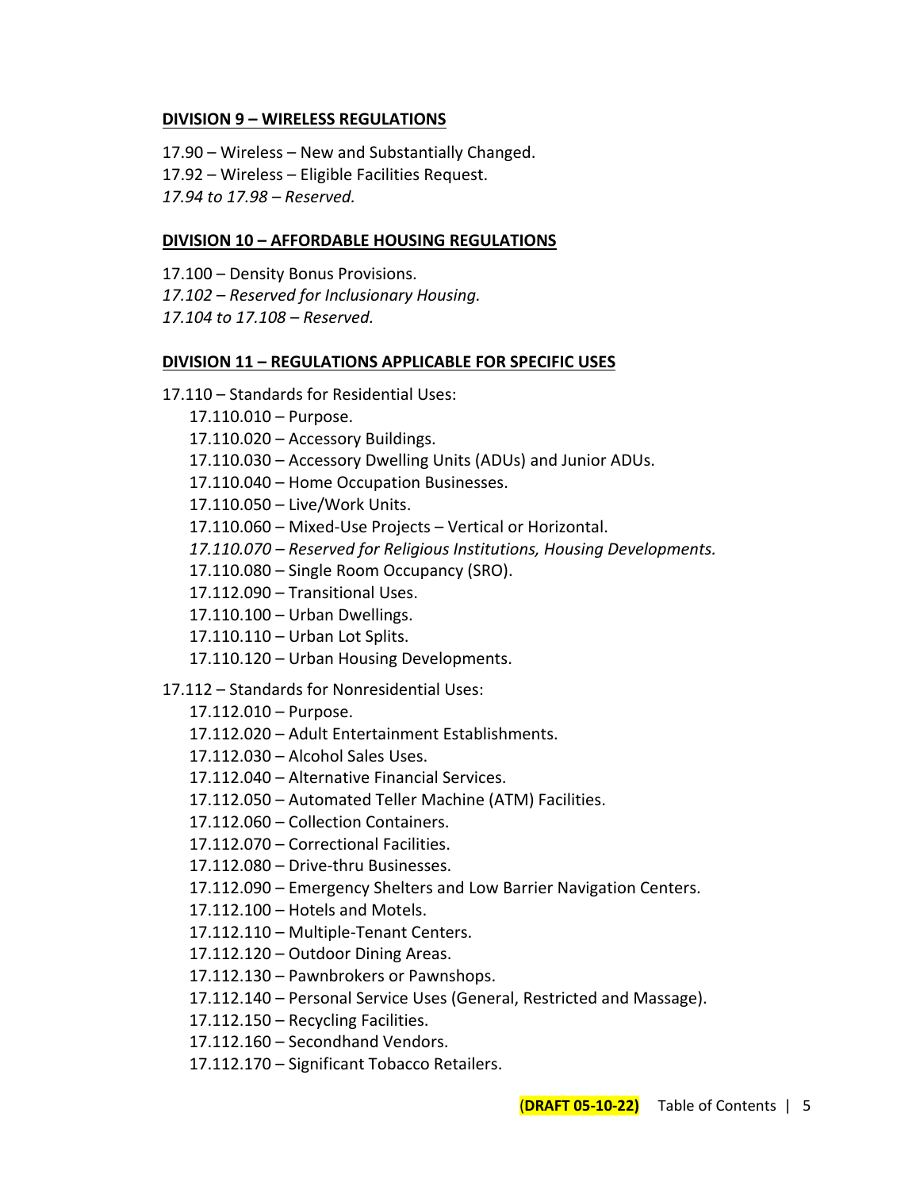**DIVISION 9 – WIRELESS REGULATIONS**

17.90 – Wireless – New and Substantially Changed.
17.92 – Wireless – Eligible Facilities Request.
*17.94 to 17.98 – Reserved.*

**DIVISION 10 – AFFORDABLE HOUSING REGULATIONS**

17.100 – Density Bonus Provisions.
*17.102 – Reserved for Inclusionary Housing.*
*17.104 to 17.108 – Reserved.*

**DIVISION 11 – REGULATIONS APPLICABLE FOR SPECIFIC USES**

17.110 – Standards for Residential Uses:

- 17.110.010 – Purpose.
- 17.110.020 – Accessory Buildings.
- 17.110.030 – Accessory Dwelling Units (ADUs) and Junior ADUs.
- 17.110.040 – Home Occupation Businesses.
- 17.110.050 – Live/Work Units.
- 17.110.060 – Mixed-Use Projects – Vertical or Horizontal.
- *17.110.070 – Reserved for Religious Institutions, Housing Developments.*
- 17.110.080 – Single Room Occupancy (SRO).
- 17.112.090 – Transitional Uses.
- 17.110.100 – Urban Dwellings.
- 17.110.110 – Urban Lot Splits.
- 17.110.120 – Urban Housing Developments.

17.112 – Standards for Nonresidential Uses:

- 17.112.010 – Purpose.
- 17.112.020 – Adult Entertainment Establishments.
- 17.112.030 – Alcohol Sales Uses.
- 17.112.040 – Alternative Financial Services.
- 17.112.050 – Automated Teller Machine (ATM) Facilities.
- 17.112.060 – Collection Containers.
- 17.112.070 – Correctional Facilities.
- 17.112.080 – Drive-thru Businesses.
- 17.112.090 – Emergency Shelters and Low Barrier Navigation Centers.
- 17.112.100 – Hotels and Motels.
- 17.112.110 – Multiple-Tenant Centers.
- 17.112.120 – Outdoor Dining Areas.
- 17.112.130 – Pawnbrokers or Pawnshops.
- 17.112.140 – Personal Service Uses (General, Restricted and Massage).
- 17.112.150 – Recycling Facilities.
- 17.112.160 – Secondhand Vendors.
- 17.112.170 – Significant Tobacco Retailers.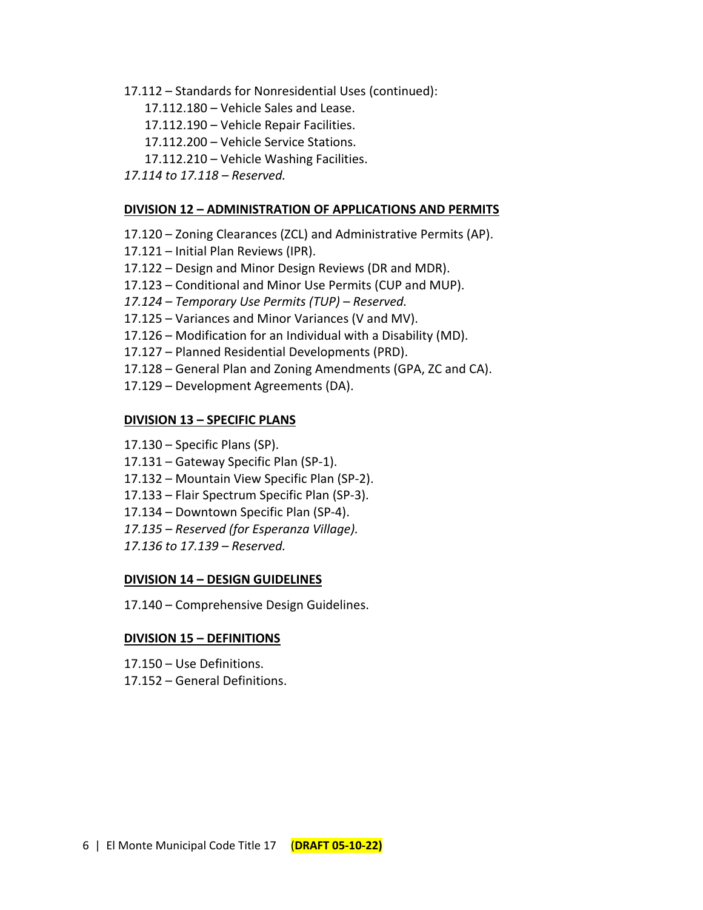17.112 – Standards for Nonresidential Uses (continued):

- 17.112.180 – Vehicle Sales and Lease.
- 17.112.190 – Vehicle Repair Facilities.
- 17.112.200 – Vehicle Service Stations.
- 17.112.210 – Vehicle Washing Facilities.

*17.114 to 17.118 – Reserved.*

## DIVISION 12 – ADMINISTRATION OF APPLICATIONS AND PERMITS

17.120 – Zoning Clearances (ZCL) and Administrative Permits (AP).
17.121 – Initial Plan Reviews (IPR).
17.122 – Design and Minor Design Reviews (DR and MDR).
17.123 – Conditional and Minor Use Permits (CUP and MUP).
*17.124 – Temporary Use Permits (TUP) – Reserved.*
17.125 – Variances and Minor Variances (V and MV).
17.126 – Modification for an Individual with a Disability (MD).
17.127 – Planned Residential Developments (PRD).
17.128 – General Plan and Zoning Amendments (GPA, ZC and CA).
17.129 – Development Agreements (DA).

## DIVISION 13 – SPECIFIC PLANS

17.130 – Specific Plans (SP).
17.131 – Gateway Specific Plan (SP-1).
17.132 – Mountain View Specific Plan (SP-2).
17.133 – Flair Spectrum Specific Plan (SP-3).
17.134 – Downtown Specific Plan (SP-4).
*17.135 – Reserved (for Esperanza Village).*
*17.136 to 17.139 – Reserved.*

## DIVISION 14 – DESIGN GUIDELINES

17.140 – Comprehensive Design Guidelines.

## DIVISION 15 – DEFINITIONS

17.150 – Use Definitions.
17.152 – General Definitions.